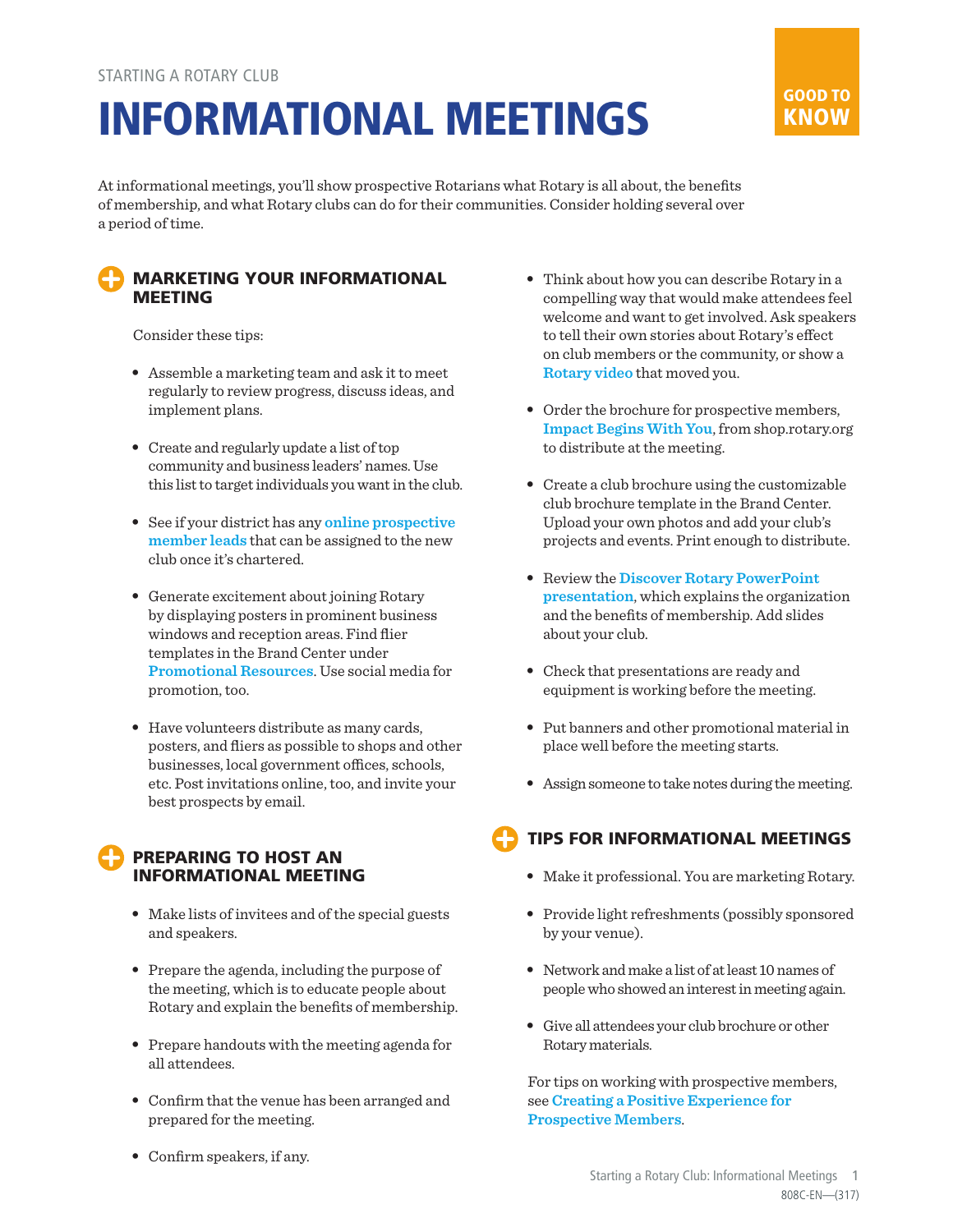STARTING A ROTARY CLUB

# INFORMATIONAL MEETINGS

GOOD TO KNOW

At informational meetings, you'll show prospective Rotarians what Rotary is all about, the benefits of membership, and what Rotary clubs can do for their communities. Consider holding several over a period of time.

## MARKETING YOUR INFORMATIONAL MEETING

Consider these tips:

- Assemble a marketing team and ask it to meet regularly to review progress, discuss ideas, and implement plans.
- Create and regularly update a list of top community and business leaders' names. Use this list to target individuals you want in the club.
- See if your district has any **online prospective member leads** that can be assigned to the new club once it's chartered.
- Generate excitement about joining Rotary by displaying posters in prominent business windows and reception areas. Find flier templates in the Brand Center under **Promotional Resources**. Use social media for promotion, too.
- Have volunteers distribute as many cards, posters, and fliers as possible to shops and other businesses, local government offices, schools, etc. Post invitations online, too, and invite your best prospects by email.

## PREPARING TO HOST AN INFORMATIONAL MEETING

- Make lists of invitees and of the special guests and speakers.
- Prepare the agenda, including the purpose of the meeting, which is to educate people about Rotary and explain the benefits of membership.
- Prepare handouts with the meeting agenda for all attendees.
- Confirm that the venue has been arranged and prepared for the meeting.
- Confirm speakers, if any.
- Think about how you can describe Rotary in a compelling way that would make attendees feel welcome and want to get involved. Ask speakers to tell their own stories about Rotary's effect on club members or the community, or show a **Rotary video** that moved you.
- Order the brochure for prospective members, **Impact Begins With You**, from shop.rotary.org to distribute at the meeting.
- Create a club brochure using the customizable club brochure template in the Brand Center. Upload your own photos and add your club's projects and events. Print enough to distribute.
- Review the **Discover Rotary PowerPoint presentation**, which explains the organization and the benefits of membership. Add slides about your club.
- Check that presentations are ready and equipment is working before the meeting.
- Put banners and other promotional material in place well before the meeting starts.
- Assign someone to take notes during the meeting.

## TIPS FOR INFORMATIONAL MEETINGS

- Make it professional. You are marketing Rotary.
- Provide light refreshments (possibly sponsored by your venue).
- Network and make a list of at least 10 names of people who showed an interest in meeting again.
- Give all attendees your club brochure or other Rotary materials.

For tips on working with prospective members, see **Creating a Positive Experience for Prospective Members**.

808C-EN—(317)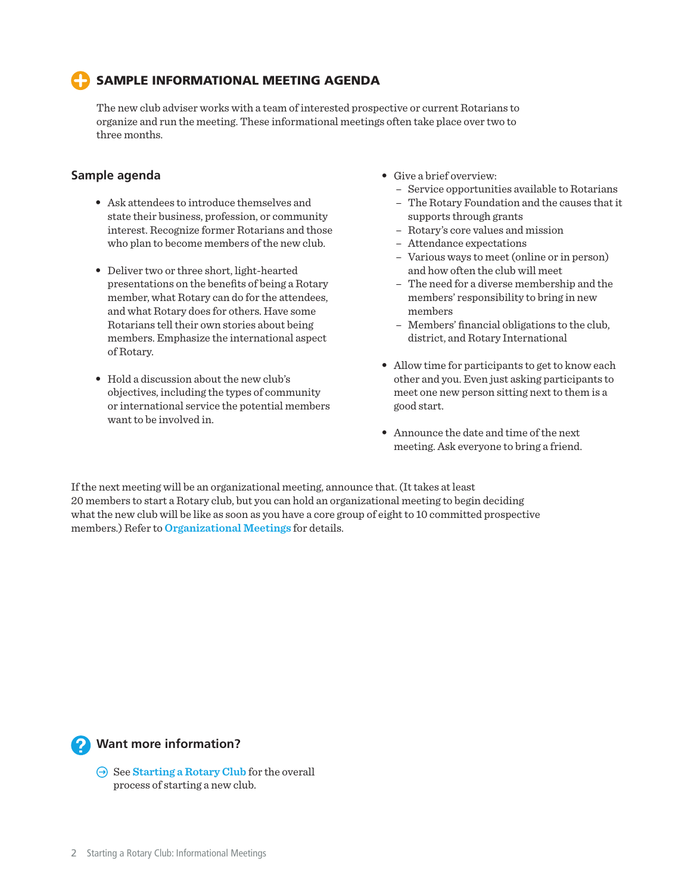## SAMPLE INFORMATIONAL MEETING AGENDA

The new club adviser works with a team of interested prospective or current Rotarians to organize and run the meeting. These informational meetings often take place over two to three months.

### Sample agenda

- Ask attendees to introduce themselves and state their business, profession, or community interest. Recognize former Rotarians and those who plan to become members of the new club.
- Deliver two or three short, light-hearted presentations on the benefits of being a Rotary member, what Rotary can do for the attendees, and what Rotary does for others. Have some Rotarians tell their own stories about being members. Emphasize the international aspect of Rotary.
- Hold a discussion about the new club's objectives, including the types of community or international service the potential members want to be involved in.
- Give a brief overview:
  - Service opportunities available to Rotarians
  - The Rotary Foundation and the causes that it supports through grants
  - Rotary's core values and mission
  - Attendance expectations
  - Various ways to meet (online or in person) and how often the club will meet
  - The need for a diverse membership and the members' responsibility to bring in new members
  - Members' financial obligations to the club, district, and Rotary International
- Allow time for participants to get to know each other and you. Even just asking participants to meet one new person sitting next to them is a good start.
- Announce the date and time of the next meeting. Ask everyone to bring a friend.

If the next meeting will be an organizational meeting, announce that. (It takes at least 20 members to start a Rotary club, but you can hold an organizational meeting to begin deciding what the new club will be like as soon as you have a core group of eight to 10 committed prospective members.) Refer to **Organizational Meetings** for details.

### Want more information?

See **Starting a Rotary Club** for the overall process of starting a new club.